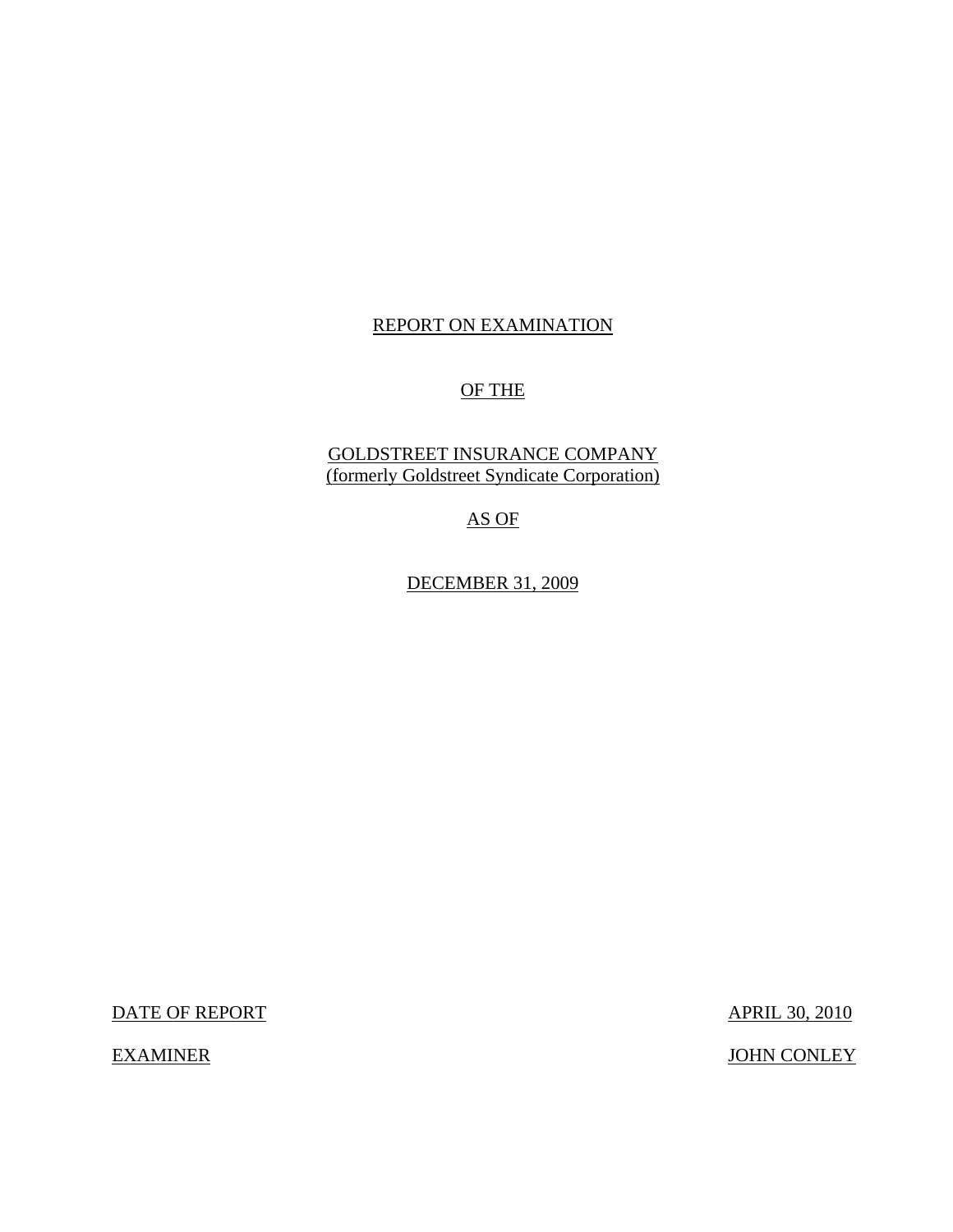# REPORT ON EXAMINATION

# OF THE

# GOLDSTREET INSURANCE COMPANY
(formerly Goldstreet Syndicate Corporation)

# AS OF

# DECEMBER 31, 2009

| DATE OF REPORT | APRIL 30, 2010 |
|---|---|
| EXAMINER | JOHN CONLEY |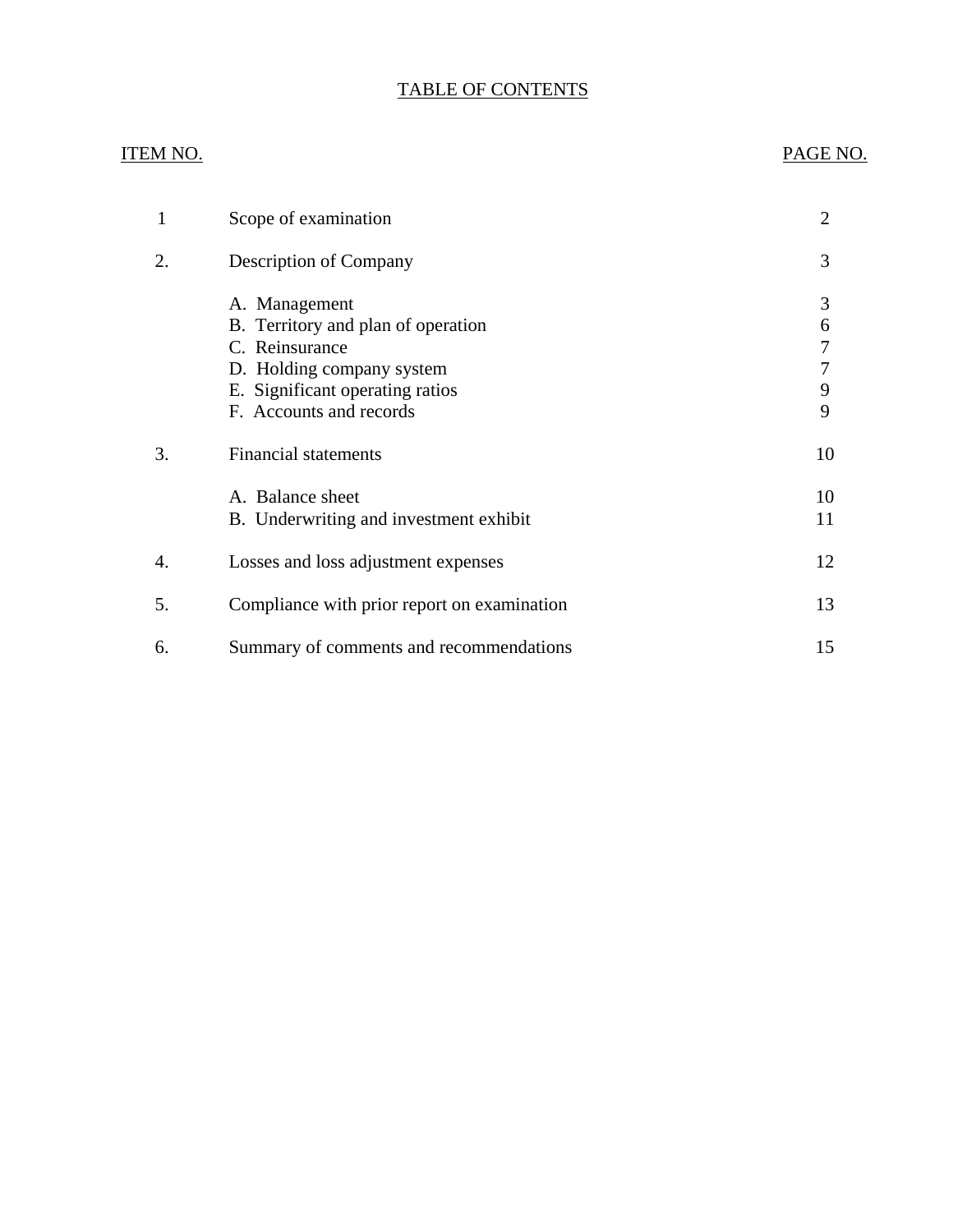# TABLE OF CONTENTS

| ITEM NO. | | PAGE NO. |
|---|---|---|
| 1 | Scope of examination | 2 |
| 2. | Description of Company | 3 |
| | A. Management | 3 |
| | B. Territory and plan of operation | 6 |
| | C. Reinsurance | 7 |
| | D. Holding company system | 7 |
| | E. Significant operating ratios | 9 |
| | F. Accounts and records | 9 |
| 3. | Financial statements | 10 |
| | A. Balance sheet | 10 |
| | B. Underwriting and investment exhibit | 11 |
| 4. | Losses and loss adjustment expenses | 12 |
| 5. | Compliance with prior report on examination | 13 |
| 6. | Summary of comments and recommendations | 15 |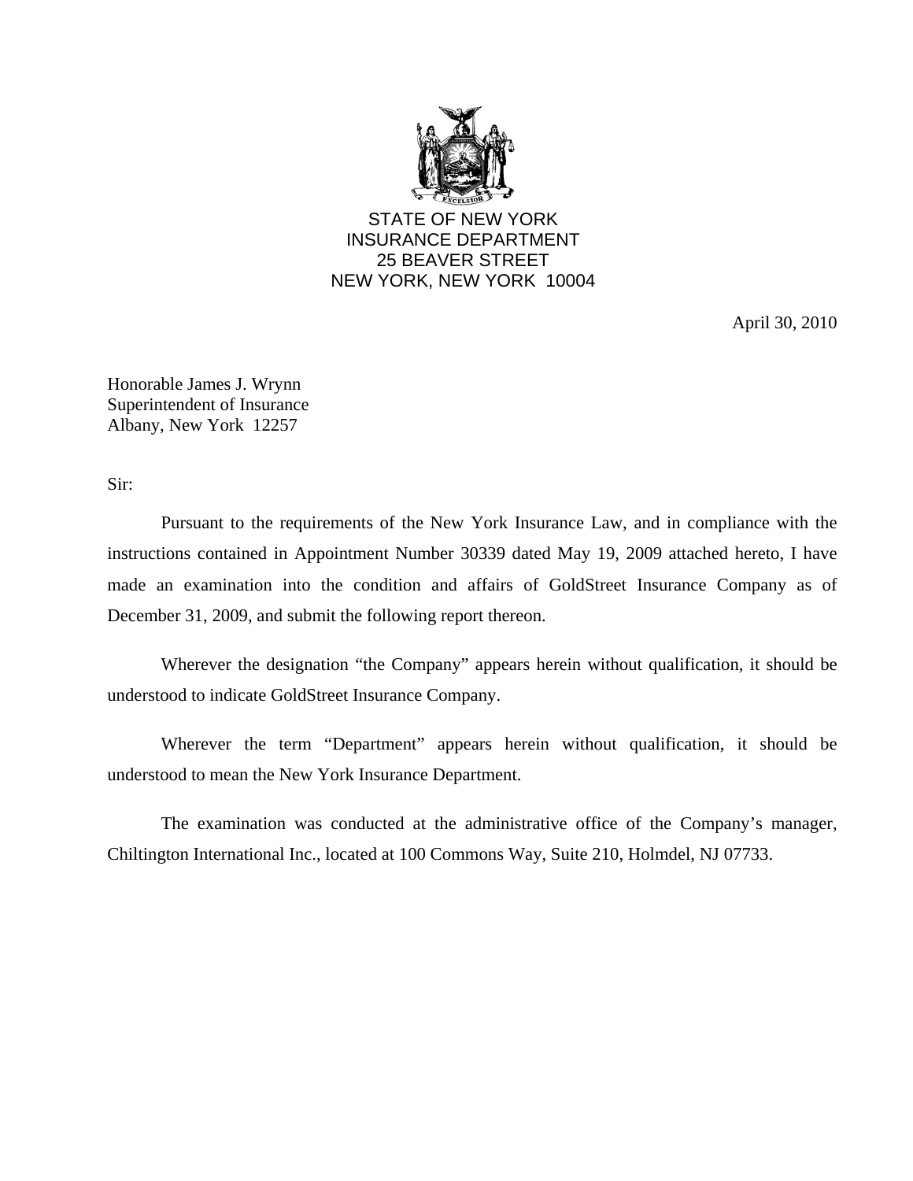STATE OF NEW YORK
INSURANCE DEPARTMENT
25 BEAVER STREET
NEW YORK, NEW YORK 10004

April 30, 2010

Honorable James J. Wrynn
Superintendent of Insurance
Albany, New York 12257

Sir:

Pursuant to the requirements of the New York Insurance Law, and in compliance with the instructions contained in Appointment Number 30339 dated May 19, 2009 attached hereto, I have made an examination into the condition and affairs of GoldStreet Insurance Company as of December 31, 2009, and submit the following report thereon.

Wherever the designation "the Company" appears herein without qualification, it should be understood to indicate GoldStreet Insurance Company.

Wherever the term "Department" appears herein without qualification, it should be understood to mean the New York Insurance Department.

The examination was conducted at the administrative office of the Company's manager, Chiltington International Inc., located at 100 Commons Way, Suite 210, Holmdel, NJ 07733.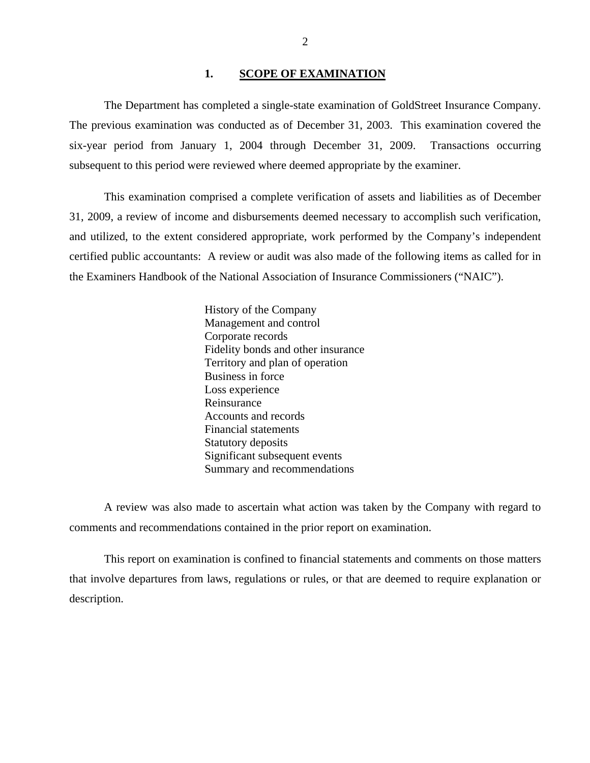## 1. SCOPE OF EXAMINATION

The Department has completed a single-state examination of GoldStreet Insurance Company. The previous examination was conducted as of December 31, 2003. This examination covered the six-year period from January 1, 2004 through December 31, 2009. Transactions occurring subsequent to this period were reviewed where deemed appropriate by the examiner.

This examination comprised a complete verification of assets and liabilities as of December 31, 2009, a review of income and disbursements deemed necessary to accomplish such verification, and utilized, to the extent considered appropriate, work performed by the Company's independent certified public accountants: A review or audit was also made of the following items as called for in the Examiners Handbook of the National Association of Insurance Commissioners ("NAIC").

History of the Company
Management and control
Corporate records
Fidelity bonds and other insurance
Territory and plan of operation
Business in force
Loss experience
Reinsurance
Accounts and records
Financial statements
Statutory deposits
Significant subsequent events
Summary and recommendations

A review was also made to ascertain what action was taken by the Company with regard to comments and recommendations contained in the prior report on examination.

This report on examination is confined to financial statements and comments on those matters that involve departures from laws, regulations or rules, or that are deemed to require explanation or description.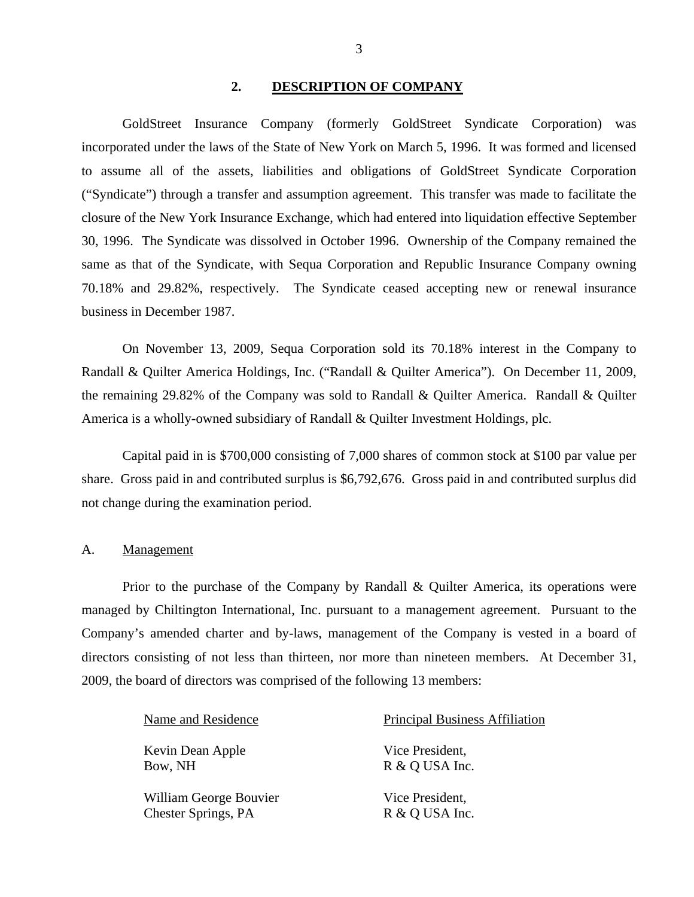## 2. DESCRIPTION OF COMPANY

GoldStreet Insurance Company (formerly GoldStreet Syndicate Corporation) was incorporated under the laws of the State of New York on March 5, 1996. It was formed and licensed to assume all of the assets, liabilities and obligations of GoldStreet Syndicate Corporation ("Syndicate") through a transfer and assumption agreement. This transfer was made to facilitate the closure of the New York Insurance Exchange, which had entered into liquidation effective September 30, 1996. The Syndicate was dissolved in October 1996. Ownership of the Company remained the same as that of the Syndicate, with Sequa Corporation and Republic Insurance Company owning 70.18% and 29.82%, respectively. The Syndicate ceased accepting new or renewal insurance business in December 1987.

On November 13, 2009, Sequa Corporation sold its 70.18% interest in the Company to Randall & Quilter America Holdings, Inc. ("Randall & Quilter America"). On December 11, 2009, the remaining 29.82% of the Company was sold to Randall & Quilter America. Randall & Quilter America is a wholly-owned subsidiary of Randall & Quilter Investment Holdings, plc.

Capital paid in is $700,000 consisting of 7,000 shares of common stock at $100 par value per share. Gross paid in and contributed surplus is $6,792,676. Gross paid in and contributed surplus did not change during the examination period.

### A. Management

Prior to the purchase of the Company by Randall & Quilter America, its operations were managed by Chiltington International, Inc. pursuant to a management agreement. Pursuant to the Company's amended charter and by-laws, management of the Company is vested in a board of directors consisting of not less than thirteen, nor more than nineteen members. At December 31, 2009, the board of directors was comprised of the following 13 members:

| Name and Residence | Principal Business Affiliation |
|---|---|
| Kevin Dean Apple<br>Bow, NH | Vice President,<br>R & Q USA Inc. |
| William George Bouvier<br>Chester Springs, PA | Vice President,<br>R & Q USA Inc. |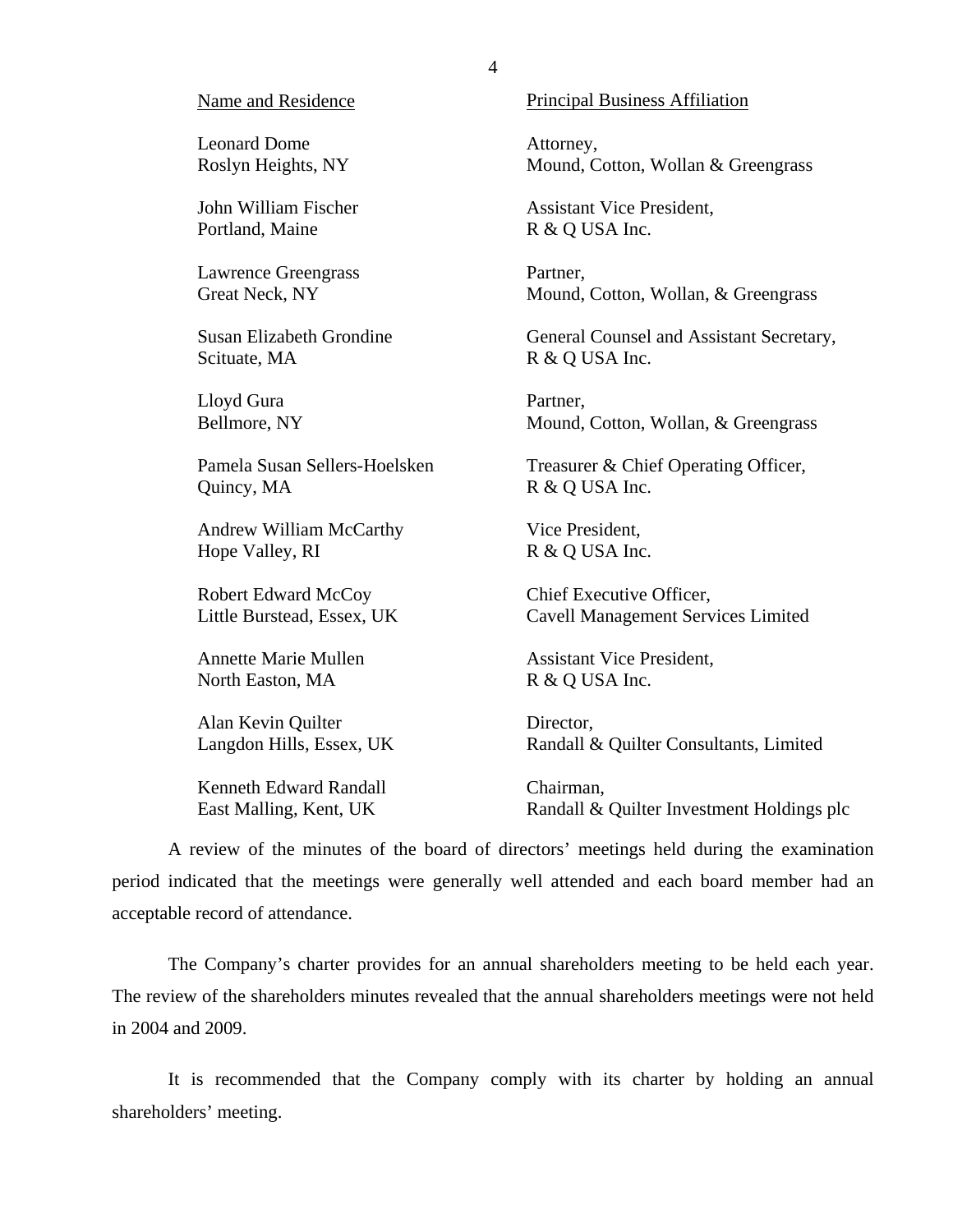| Name and Residence | Principal Business Affiliation |
|---|---|
| Leonard Dome<br>Roslyn Heights, NY | Attorney,<br>Mound, Cotton, Wollan & Greengrass |
| John William Fischer<br>Portland, Maine | Assistant Vice President,<br>R & Q USA Inc. |
| Lawrence Greengrass<br>Great Neck, NY | Partner,<br>Mound, Cotton, Wollan, & Greengrass |
| Susan Elizabeth Grondine<br>Scituate, MA | General Counsel and Assistant Secretary,<br>R & Q USA Inc. |
| Lloyd Gura<br>Bellmore, NY | Partner,<br>Mound, Cotton, Wollan, & Greengrass |
| Pamela Susan Sellers-Hoelsken<br>Quincy, MA | Treasurer & Chief Operating Officer,<br>R & Q USA Inc. |
| Andrew William McCarthy<br>Hope Valley, RI | Vice President,<br>R & Q USA Inc. |
| Robert Edward McCoy<br>Little Burstead, Essex, UK | Chief Executive Officer,<br>Cavell Management Services Limited |
| Annette Marie Mullen<br>North Easton, MA | Assistant Vice President,<br>R & Q USA Inc. |
| Alan Kevin Quilter<br>Langdon Hills, Essex, UK | Director,<br>Randall & Quilter Consultants, Limited |
| Kenneth Edward Randall<br>East Malling, Kent, UK | Chairman,<br>Randall & Quilter Investment Holdings plc |

A review of the minutes of the board of directors' meetings held during the examination period indicated that the meetings were generally well attended and each board member had an acceptable record of attendance.

The Company's charter provides for an annual shareholders meeting to be held each year. The review of the shareholders minutes revealed that the annual shareholders meetings were not held in 2004 and 2009.

It is recommended that the Company comply with its charter by holding an annual shareholders' meeting.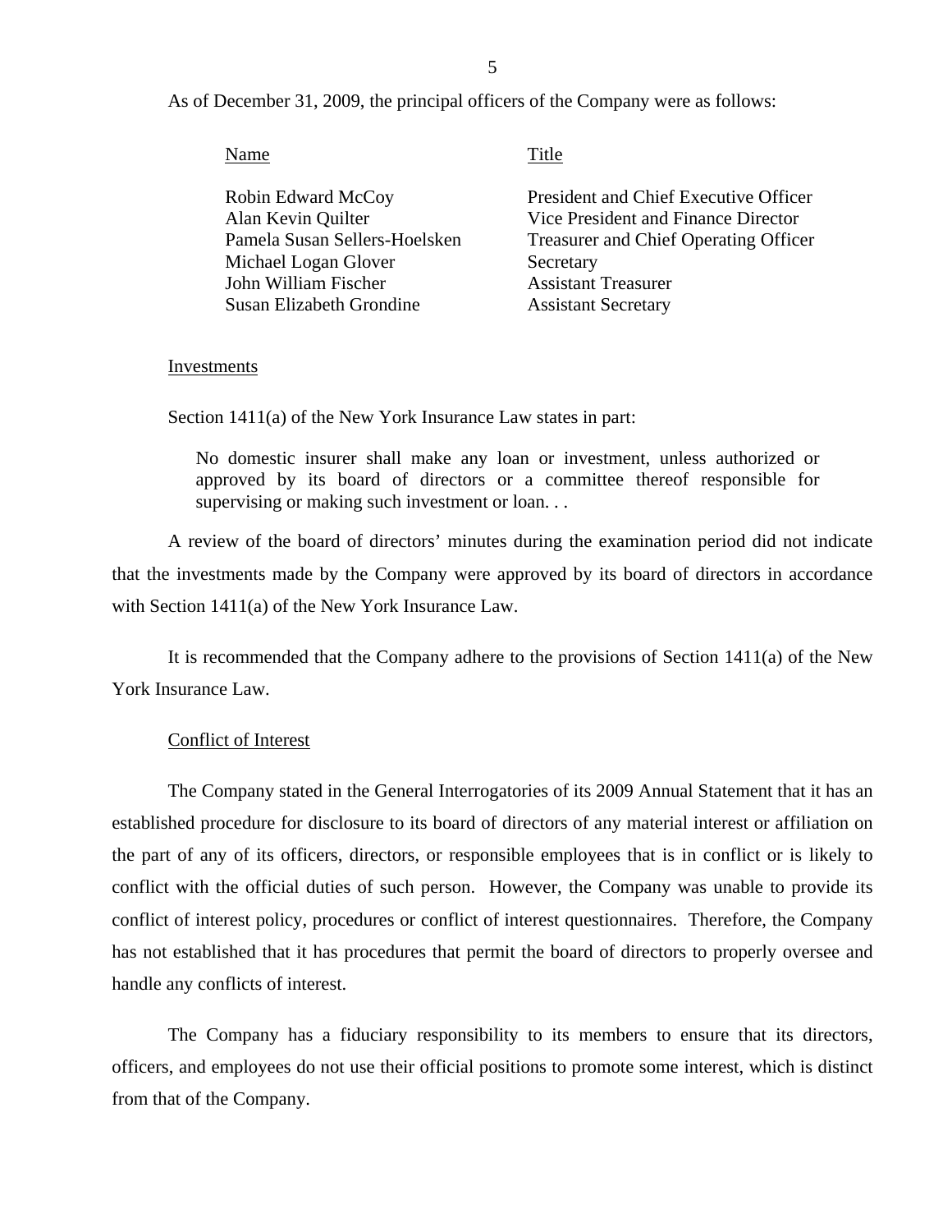As of December 31, 2009, the principal officers of the Company were as follows:

| Name | Title |
| --- | --- |
| Robin Edward McCoy | President and Chief Executive Officer |
| Alan Kevin Quilter | Vice President and Finance Director |
| Pamela Susan Sellers-Hoelsken | Treasurer and Chief Operating Officer |
| Michael Logan Glover | Secretary |
| John William Fischer | Assistant Treasurer |
| Susan Elizabeth Grondine | Assistant Secretary |

### Investments

Section 1411(a) of the New York Insurance Law states in part:

> No domestic insurer shall make any loan or investment, unless authorized or approved by its board of directors or a committee thereof responsible for supervising or making such investment or loan. . .

A review of the board of directors' minutes during the examination period did not indicate that the investments made by the Company were approved by its board of directors in accordance with Section 1411(a) of the New York Insurance Law.

It is recommended that the Company adhere to the provisions of Section 1411(a) of the New York Insurance Law.

### Conflict of Interest

The Company stated in the General Interrogatories of its 2009 Annual Statement that it has an established procedure for disclosure to its board of directors of any material interest or affiliation on the part of any of its officers, directors, or responsible employees that is in conflict or is likely to conflict with the official duties of such person. However, the Company was unable to provide its conflict of interest policy, procedures or conflict of interest questionnaires. Therefore, the Company has not established that it has procedures that permit the board of directors to properly oversee and handle any conflicts of interest.

The Company has a fiduciary responsibility to its members to ensure that its directors, officers, and employees do not use their official positions to promote some interest, which is distinct from that of the Company.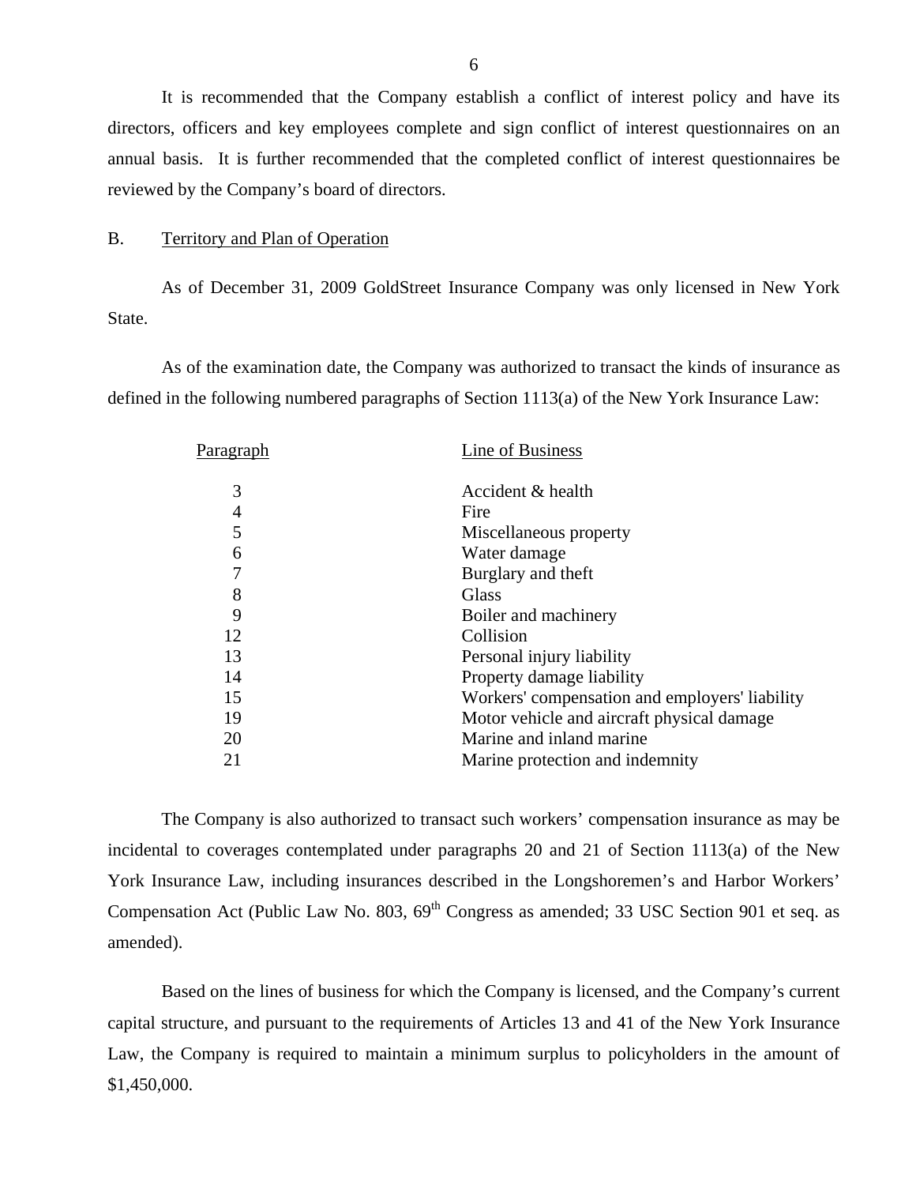It is recommended that the Company establish a conflict of interest policy and have its directors, officers and key employees complete and sign conflict of interest questionnaires on an annual basis. It is further recommended that the completed conflict of interest questionnaires be reviewed by the Company's board of directors.

B. Territory and Plan of Operation

As of December 31, 2009 GoldStreet Insurance Company was only licensed in New York State.

As of the examination date, the Company was authorized to transact the kinds of insurance as defined in the following numbered paragraphs of Section 1113(a) of the New York Insurance Law:

| Paragraph | Line of Business |
|---|---|
| 3 | Accident & health |
| 4 | Fire |
| 5 | Miscellaneous property |
| 6 | Water damage |
| 7 | Burglary and theft |
| 8 | Glass |
| 9 | Boiler and machinery |
| 12 | Collision |
| 13 | Personal injury liability |
| 14 | Property damage liability |
| 15 | Workers' compensation and employers' liability |
| 19 | Motor vehicle and aircraft physical damage |
| 20 | Marine and inland marine |
| 21 | Marine protection and indemnity |

The Company is also authorized to transact such workers' compensation insurance as may be incidental to coverages contemplated under paragraphs 20 and 21 of Section 1113(a) of the New York Insurance Law, including insurances described in the Longshoremen's and Harbor Workers' Compensation Act (Public Law No. 803, 69th Congress as amended; 33 USC Section 901 et seq. as amended).

Based on the lines of business for which the Company is licensed, and the Company's current capital structure, and pursuant to the requirements of Articles 13 and 41 of the New York Insurance Law, the Company is required to maintain a minimum surplus to policyholders in the amount of $1,450,000.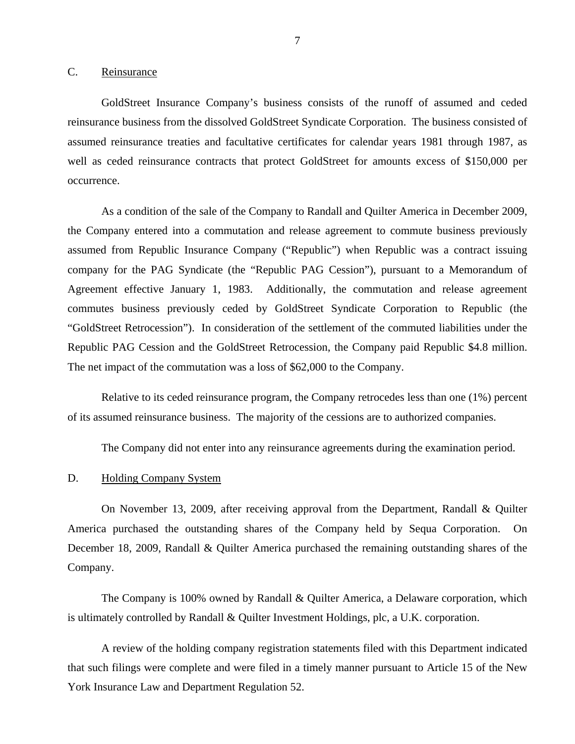## C. Reinsurance

GoldStreet Insurance Company's business consists of the runoff of assumed and ceded reinsurance business from the dissolved GoldStreet Syndicate Corporation. The business consisted of assumed reinsurance treaties and facultative certificates for calendar years 1981 through 1987, as well as ceded reinsurance contracts that protect GoldStreet for amounts excess of $150,000 per occurrence.

As a condition of the sale of the Company to Randall and Quilter America in December 2009, the Company entered into a commutation and release agreement to commute business previously assumed from Republic Insurance Company ("Republic") when Republic was a contract issuing company for the PAG Syndicate (the "Republic PAG Cession"), pursuant to a Memorandum of Agreement effective January 1, 1983. Additionally, the commutation and release agreement commutes business previously ceded by GoldStreet Syndicate Corporation to Republic (the "GoldStreet Retrocession"). In consideration of the settlement of the commuted liabilities under the Republic PAG Cession and the GoldStreet Retrocession, the Company paid Republic $4.8 million. The net impact of the commutation was a loss of $62,000 to the Company.

Relative to its ceded reinsurance program, the Company retrocedes less than one (1%) percent of its assumed reinsurance business. The majority of the cessions are to authorized companies.

The Company did not enter into any reinsurance agreements during the examination period.

## D. Holding Company System

On November 13, 2009, after receiving approval from the Department, Randall & Quilter America purchased the outstanding shares of the Company held by Sequa Corporation. On December 18, 2009, Randall & Quilter America purchased the remaining outstanding shares of the Company.

The Company is 100% owned by Randall & Quilter America, a Delaware corporation, which is ultimately controlled by Randall & Quilter Investment Holdings, plc, a U.K. corporation.

A review of the holding company registration statements filed with this Department indicated that such filings were complete and were filed in a timely manner pursuant to Article 15 of the New York Insurance Law and Department Regulation 52.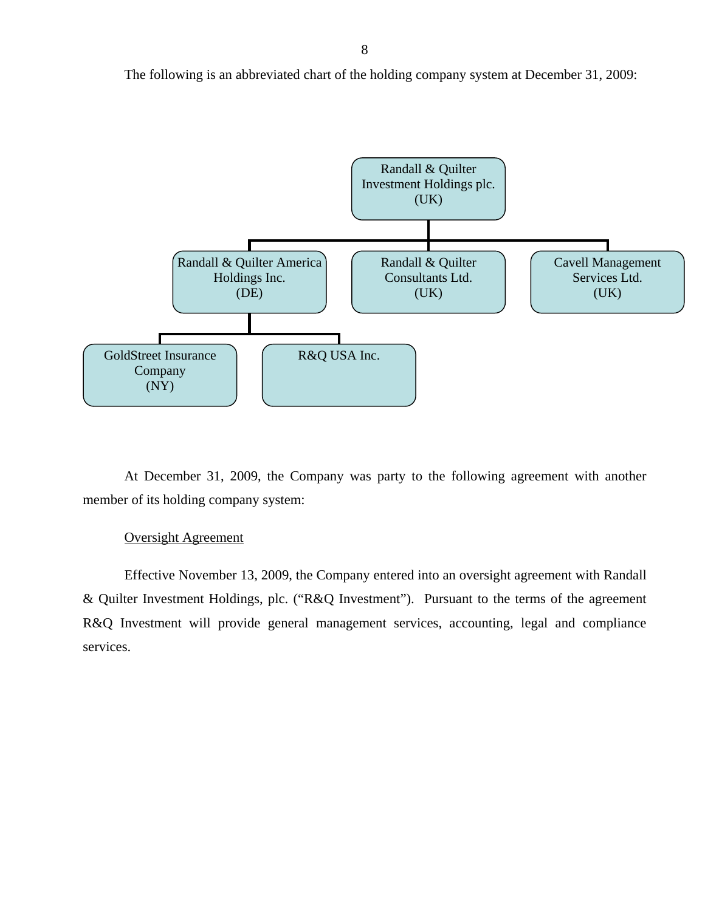The following is an abbreviated chart of the holding company system at December 31, 2009:

- Randall & Quilter Investment Holdings plc. (UK)
  - Randall & Quilter America Holdings Inc. (DE)
    - GoldStreet Insurance Company (NY)
    - R&Q USA Inc.
  - Randall & Quilter Consultants Ltd. (UK)
  - Cavell Management Services Ltd. (UK)

At December 31, 2009, the Company was party to the following agreement with another member of its holding company system:

Oversight Agreement

Effective November 13, 2009, the Company entered into an oversight agreement with Randall & Quilter Investment Holdings, plc. ("R&Q Investment"). Pursuant to the terms of the agreement R&Q Investment will provide general management services, accounting, legal and compliance services.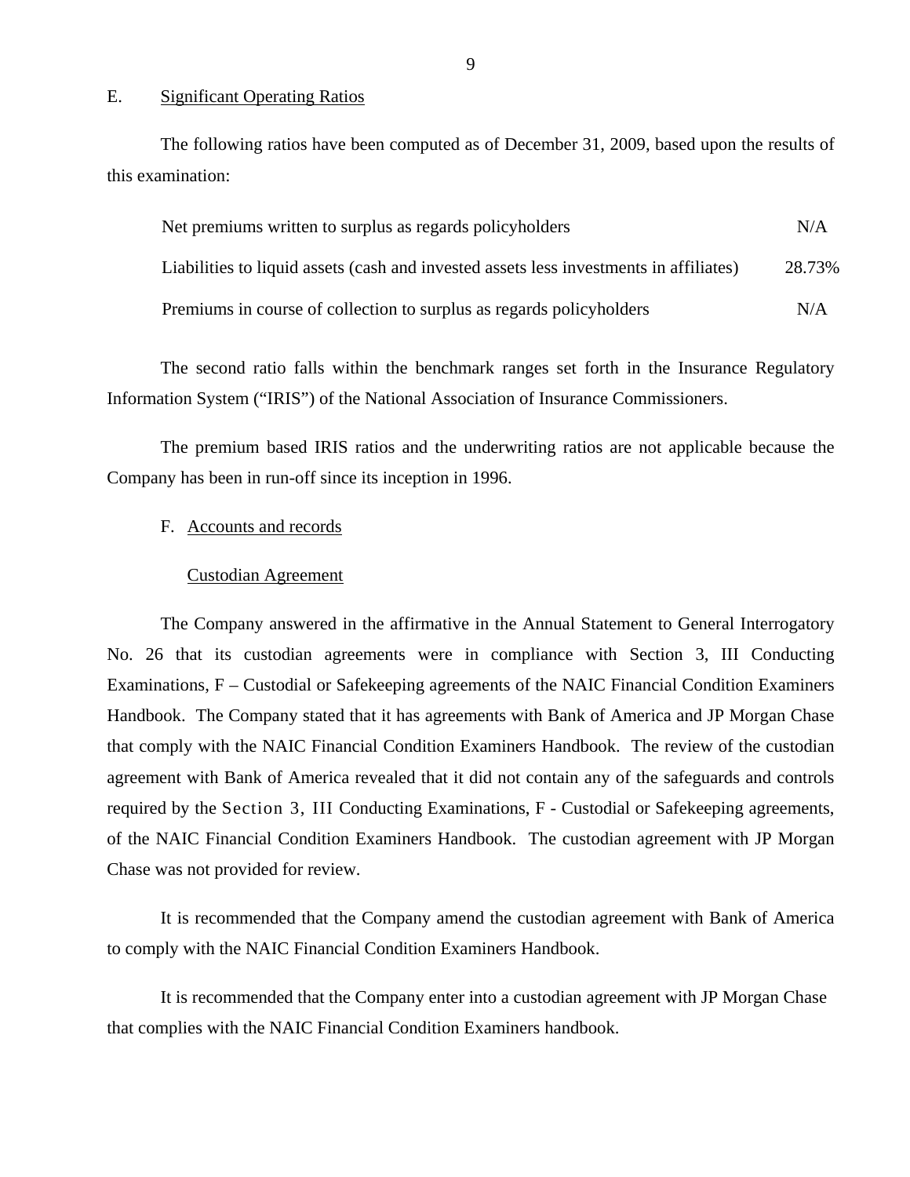## E. Significant Operating Ratios

The following ratios have been computed as of December 31, 2009, based upon the results of this examination:

| | |
|---|---|
| Net premiums written to surplus as regards policyholders | N/A |
| Liabilities to liquid assets (cash and invested assets less investments in affiliates) | 28.73% |
| Premiums in course of collection to surplus as regards policyholders | N/A |

The second ratio falls within the benchmark ranges set forth in the Insurance Regulatory Information System ("IRIS") of the National Association of Insurance Commissioners.

The premium based IRIS ratios and the underwriting ratios are not applicable because the Company has been in run-off since its inception in 1996.

## F. Accounts and records

### Custodian Agreement

The Company answered in the affirmative in the Annual Statement to General Interrogatory No. 26 that its custodian agreements were in compliance with Section 3, III Conducting Examinations, F – Custodial or Safekeeping agreements of the NAIC Financial Condition Examiners Handbook. The Company stated that it has agreements with Bank of America and JP Morgan Chase that comply with the NAIC Financial Condition Examiners Handbook. The review of the custodian agreement with Bank of America revealed that it did not contain any of the safeguards and controls required by the Section 3, III Conducting Examinations, F - Custodial or Safekeeping agreements, of the NAIC Financial Condition Examiners Handbook. The custodian agreement with JP Morgan Chase was not provided for review.

It is recommended that the Company amend the custodian agreement with Bank of America to comply with the NAIC Financial Condition Examiners Handbook.

It is recommended that the Company enter into a custodian agreement with JP Morgan Chase that complies with the NAIC Financial Condition Examiners handbook.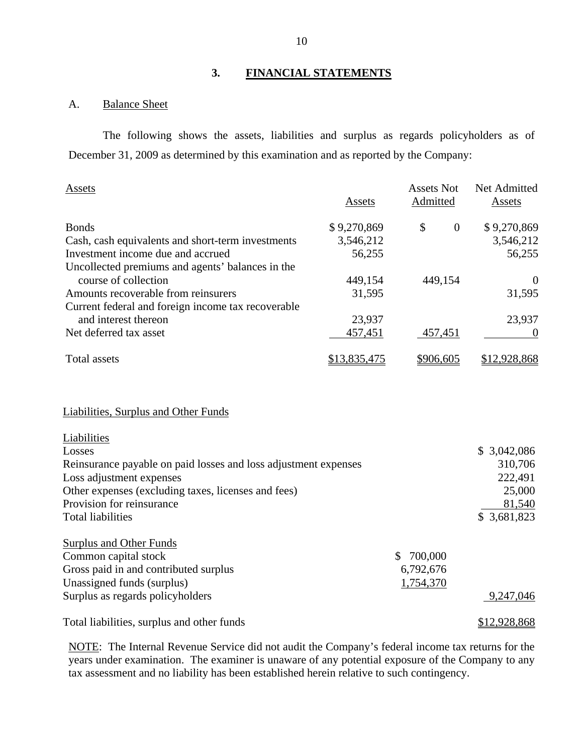## 3. FINANCIAL STATEMENTS

### A. Balance Sheet

The following shows the assets, liabilities and surplus as regards policyholders as of December 31, 2009 as determined by this examination and as reported by the Company:

| Assets | Assets | Assets Not Admitted | Net Admitted Assets |
|---|---|---|---|
| Bonds | $ 9,270,869 | $ 0 | $ 9,270,869 |
| Cash, cash equivalents and short-term investments | 3,546,212 | | 3,546,212 |
| Investment income due and accrued | 56,255 | | 56,255 |
| Uncollected premiums and agents' balances in the course of collection | 449,154 | 449,154 | 0 |
| Amounts recoverable from reinsurers | 31,595 | | 31,595 |
| Current federal and foreign income tax recoverable and interest thereon | 23,937 | | 23,937 |
| Net deferred tax asset | 457,451 | 457,451 | 0 |
| Total assets | $13,835,475 | $906,605 | $12,928,868 |

| Liabilities, Surplus and Other Funds | | |
|---|---|---|
| **Liabilities** | | |
| Losses | | $ 3,042,086 |
| Reinsurance payable on paid losses and loss adjustment expenses | | 310,706 |
| Loss adjustment expenses | | 222,491 |
| Other expenses (excluding taxes, licenses and fees) | | 25,000 |
| Provision for reinsurance | | 81,540 |
| Total liabilities | | $ 3,681,823 |
| **Surplus and Other Funds** | | |
| Common capital stock | $ 700,000 | |
| Gross paid in and contributed surplus | 6,792,676 | |
| Unassigned funds (surplus) | 1,754,370 | |
| Surplus as regards policyholders | | 9,247,046 |
| Total liabilities, surplus and other funds | | $12,928,868 |

NOTE: The Internal Revenue Service did not audit the Company's federal income tax returns for the years under examination. The examiner is unaware of any potential exposure of the Company to any tax assessment and no liability has been established herein relative to such contingency.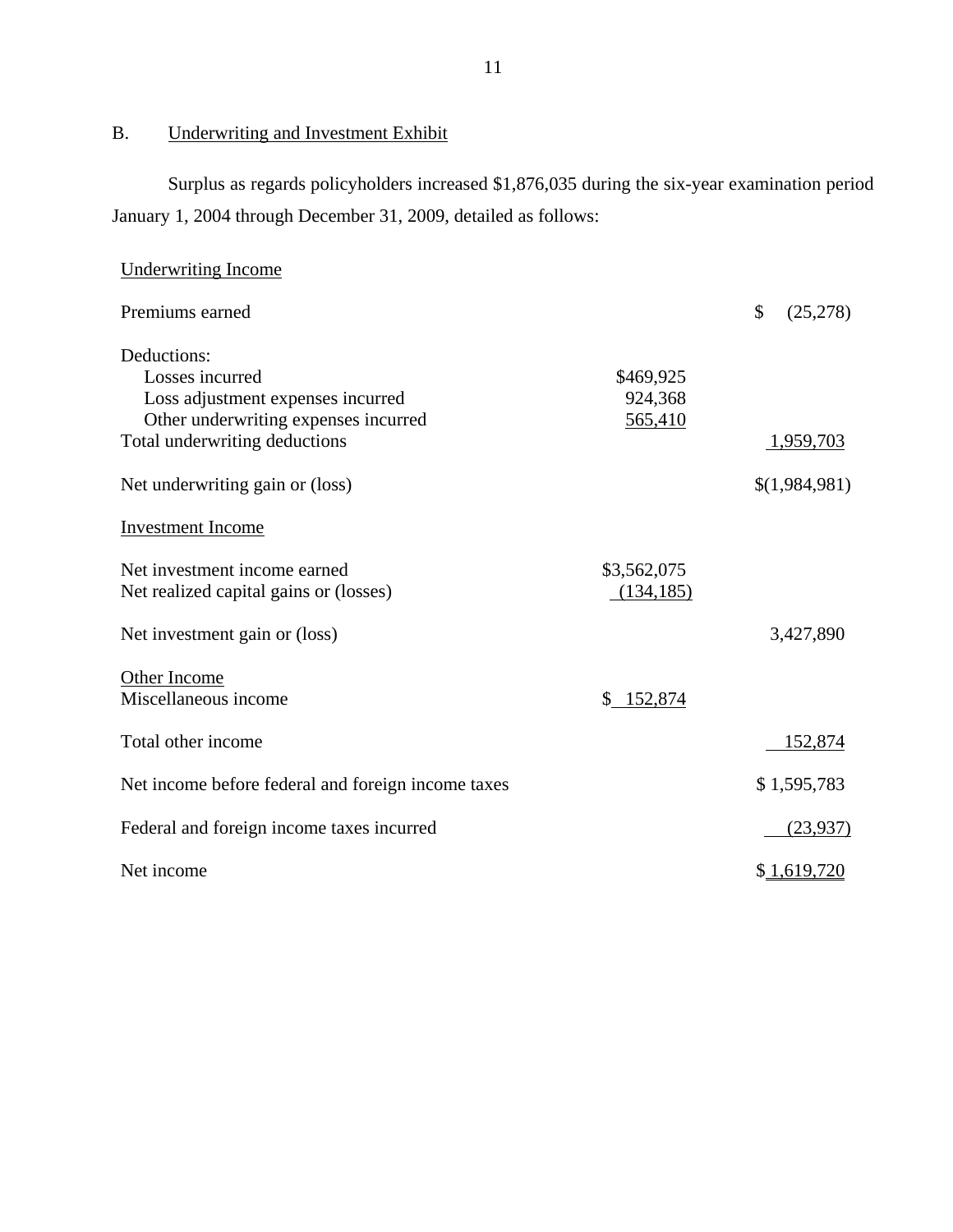## B. Underwriting and Investment Exhibit

Surplus as regards policyholders increased $1,876,035 during the six-year examination period January 1, 2004 through December 31, 2009, detailed as follows:

| | | |
|---|---|---|
| Underwriting Income | | |
| Premiums earned | | $ (25,278) |
| Deductions: | | |
| Losses incurred | $469,925 | |
| Loss adjustment expenses incurred | 924,368 | |
| Other underwriting expenses incurred | 565,410 | |
| Total underwriting deductions | | 1,959,703 |
| Net underwriting gain or (loss) | | $(1,984,981) |
| Investment Income | | |
| Net investment income earned | $3,562,075 | |
| Net realized capital gains or (losses) | (134,185) | |
| Net investment gain or (loss) | | 3,427,890 |
| Other Income | | |
| Miscellaneous income | $ 152,874 | |
| Total other income | | 152,874 |
| Net income before federal and foreign income taxes | | $ 1,595,783 |
| Federal and foreign income taxes incurred | | (23,937) |
| Net income | | $ 1,619,720 |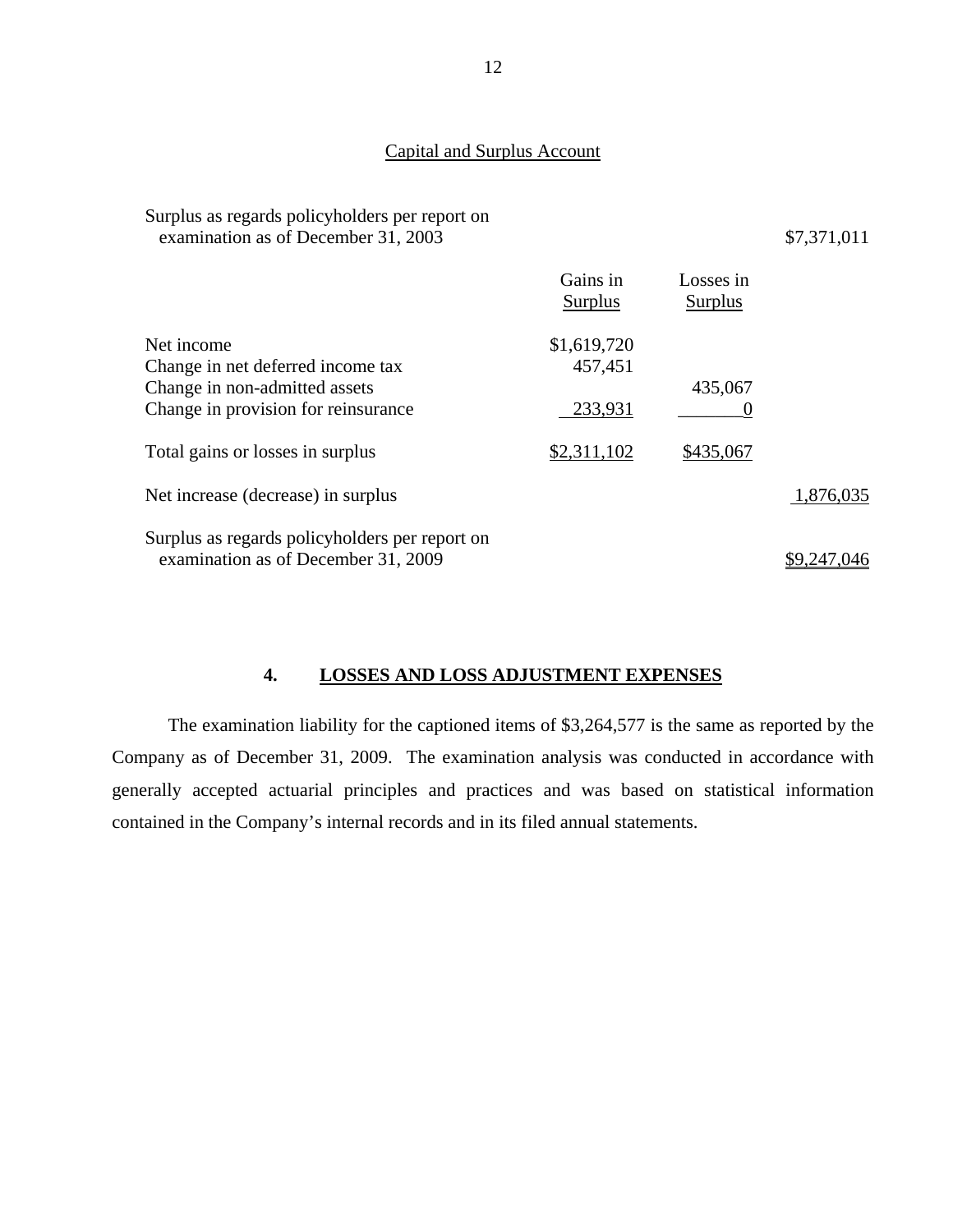Capital and Surplus Account

| | Gains in Surplus | Losses in Surplus | |
|---|---|---|---|
| Surplus as regards policyholders per report on examination as of December 31, 2003 | | | $7,371,011 |
| Net income | $1,619,720 | | |
| Change in net deferred income tax | 457,451 | | |
| Change in non-admitted assets | | 435,067 | |
| Change in provision for reinsurance | 233,931 | 0 | |
| Total gains or losses in surplus | $2,311,102 | $435,067 | |
| Net increase (decrease) in surplus | | | 1,876,035 |
| Surplus as regards policyholders per report on examination as of December 31, 2009 | | | $9,247,046 |

## 4. LOSSES AND LOSS ADJUSTMENT EXPENSES

The examination liability for the captioned items of $3,264,577 is the same as reported by the Company as of December 31, 2009. The examination analysis was conducted in accordance with generally accepted actuarial principles and practices and was based on statistical information contained in the Company's internal records and in its filed annual statements.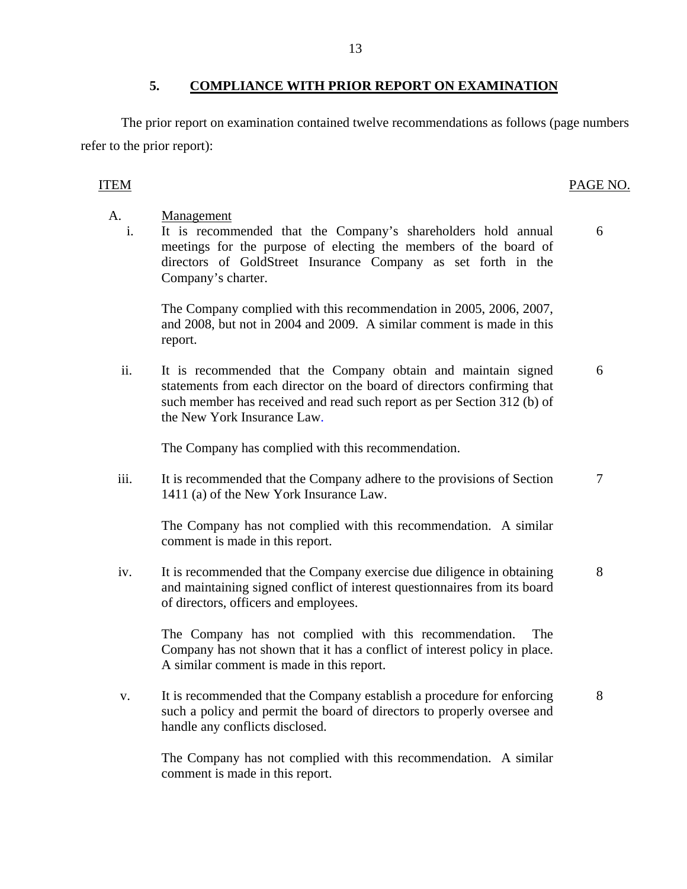## 5. COMPLIANCE WITH PRIOR REPORT ON EXAMINATION

The prior report on examination contained twelve recommendations as follows (page numbers refer to the prior report):

| ITEM | | PAGE NO. |
|---|---|---|
| A. | Management | |
| i. | It is recommended that the Company's shareholders hold annual meetings for the purpose of electing the members of the board of directors of GoldStreet Insurance Company as set forth in the Company's charter.<br><br>The Company complied with this recommendation in 2005, 2006, 2007, and 2008, but not in 2004 and 2009. A similar comment is made in this report. | 6 |
| ii. | It is recommended that the Company obtain and maintain signed statements from each director on the board of directors confirming that such member has received and read such report as per Section 312 (b) of the New York Insurance Law.<br><br>The Company has complied with this recommendation. | 6 |
| iii. | It is recommended that the Company adhere to the provisions of Section 1411 (a) of the New York Insurance Law.<br><br>The Company has not complied with this recommendation. A similar comment is made in this report. | 7 |
| iv. | It is recommended that the Company exercise due diligence in obtaining and maintaining signed conflict of interest questionnaires from its board of directors, officers and employees.<br><br>The Company has not complied with this recommendation. The Company has not shown that it has a conflict of interest policy in place. A similar comment is made in this report. | 8 |
| v. | It is recommended that the Company establish a procedure for enforcing such a policy and permit the board of directors to properly oversee and handle any conflicts disclosed.<br><br>The Company has not complied with this recommendation. A similar comment is made in this report. | 8 |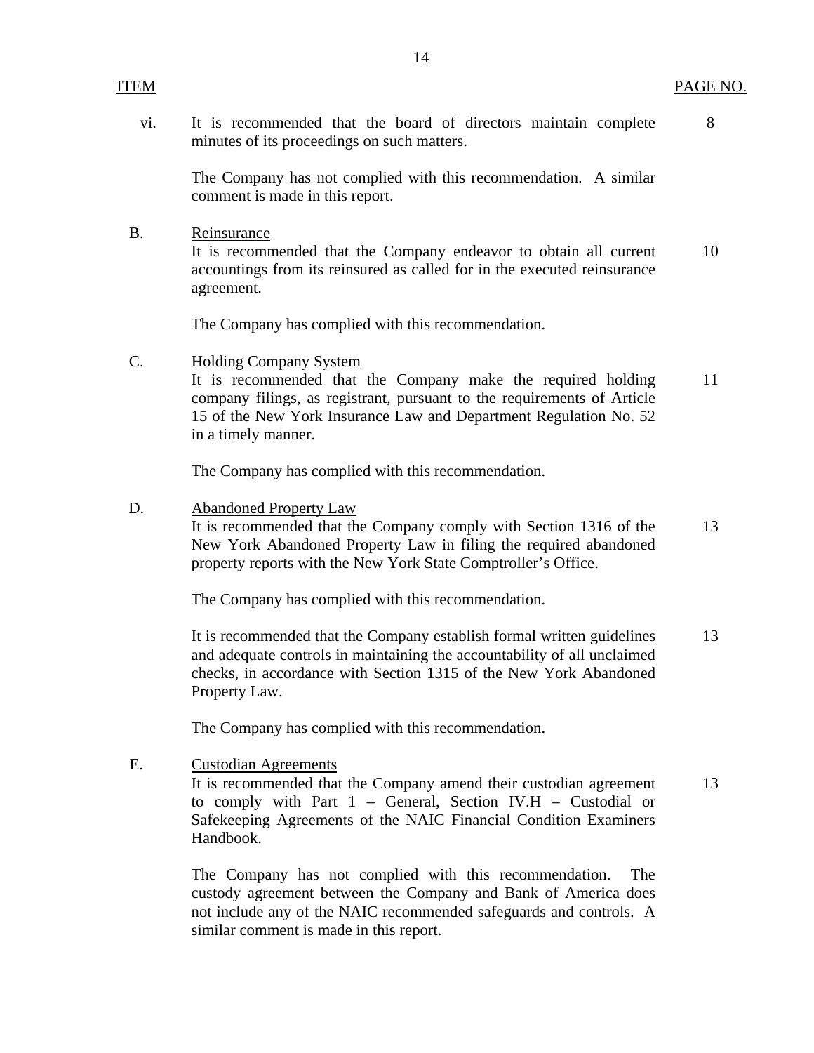| ITEM | | PAGE NO. |
|---|---|---|
| vi. | It is recommended that the board of directors maintain complete minutes of its proceedings on such matters.<br><br>The Company has not complied with this recommendation. A similar comment is made in this report. | 8 |
| B. | Reinsurance<br>It is recommended that the Company endeavor to obtain all current accountings from its reinsured as called for in the executed reinsurance agreement.<br><br>The Company has complied with this recommendation. | 10 |
| C. | Holding Company System<br>It is recommended that the Company make the required holding company filings, as registrant, pursuant to the requirements of Article 15 of the New York Insurance Law and Department Regulation No. 52 in a timely manner.<br><br>The Company has complied with this recommendation. | 11 |
| D. | Abandoned Property Law<br>It is recommended that the Company comply with Section 1316 of the New York Abandoned Property Law in filing the required abandoned property reports with the New York State Comptroller's Office.<br><br>The Company has complied with this recommendation. | 13 |
| | It is recommended that the Company establish formal written guidelines and adequate controls in maintaining the accountability of all unclaimed checks, in accordance with Section 1315 of the New York Abandoned Property Law.<br><br>The Company has complied with this recommendation. | 13 |
| E. | Custodian Agreements<br>It is recommended that the Company amend their custodian agreement to comply with Part 1 – General, Section IV.H – Custodial or Safekeeping Agreements of the NAIC Financial Condition Examiners Handbook.<br><br>The Company has not complied with this recommendation. The custody agreement between the Company and Bank of America does not include any of the NAIC recommended safeguards and controls. A similar comment is made in this report. | 13 |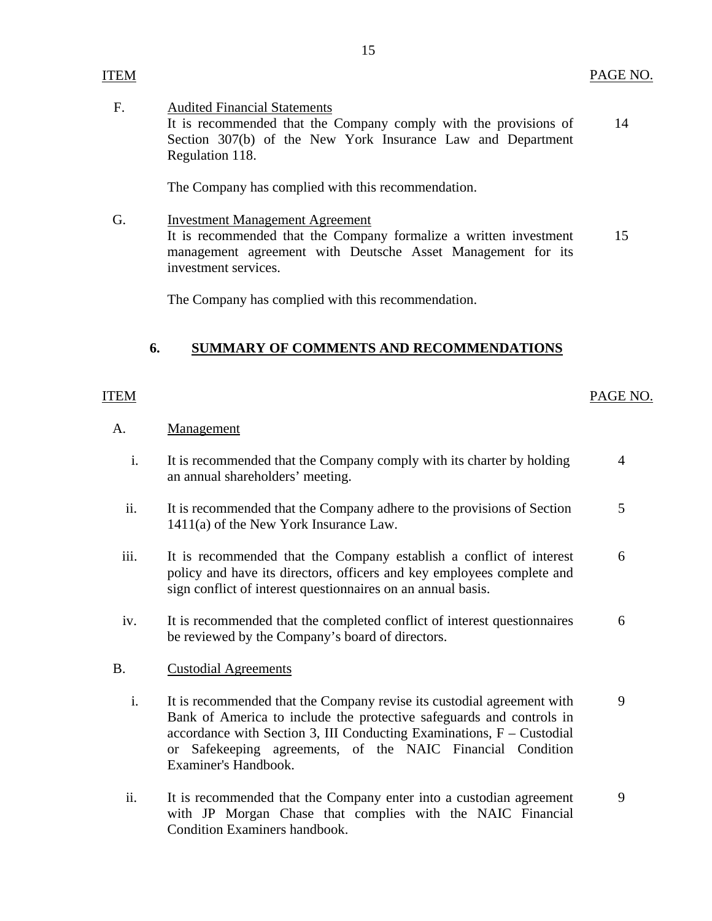| ITEM | | PAGE NO. |
|---|---|---|
| F. | Audited Financial Statements<br>It is recommended that the Company comply with the provisions of Section 307(b) of the New York Insurance Law and Department Regulation 118.<br><br>The Company has complied with this recommendation. | 14 |
| G. | Investment Management Agreement<br>It is recommended that the Company formalize a written investment management agreement with Deutsche Asset Management for its investment services.<br><br>The Company has complied with this recommendation. | 15 |

## 6. SUMMARY OF COMMENTS AND RECOMMENDATIONS

| ITEM | | PAGE NO. |
|---|---|---|
| A. | Management | |
| i. | It is recommended that the Company comply with its charter by holding an annual shareholders' meeting. | 4 |
| ii. | It is recommended that the Company adhere to the provisions of Section 1411(a) of the New York Insurance Law. | 5 |
| iii. | It is recommended that the Company establish a conflict of interest policy and have its directors, officers and key employees complete and sign conflict of interest questionnaires on an annual basis. | 6 |
| iv. | It is recommended that the completed conflict of interest questionnaires be reviewed by the Company's board of directors. | 6 |
| B. | Custodial Agreements | |
| i. | It is recommended that the Company revise its custodial agreement with Bank of America to include the protective safeguards and controls in accordance with Section 3, III Conducting Examinations, F – Custodial or Safekeeping agreements, of the NAIC Financial Condition Examiner's Handbook. | 9 |
| ii. | It is recommended that the Company enter into a custodian agreement with JP Morgan Chase that complies with the NAIC Financial Condition Examiners handbook. | 9 |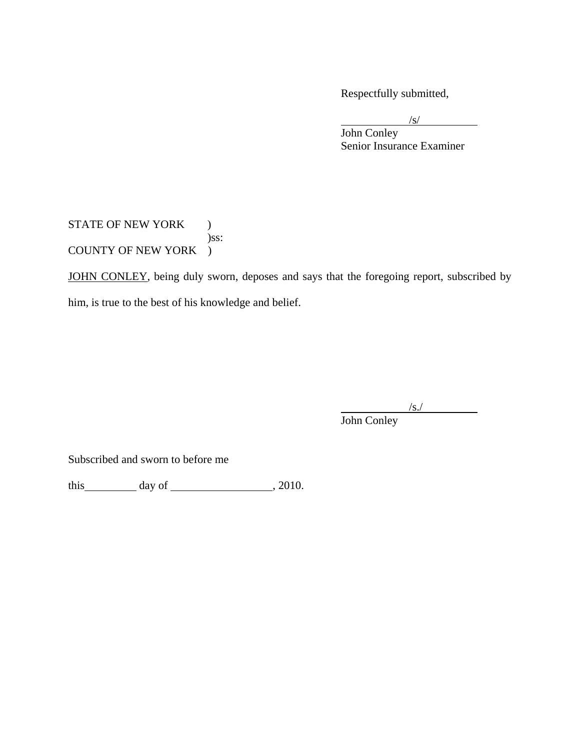Respectfully submitted,

/s/

John Conley
Senior Insurance Examiner

STATE OF NEW YORK )
)ss:
COUNTY OF NEW YORK )

JOHN CONLEY, being duly sworn, deposes and says that the foregoing report, subscribed by him, is true to the best of his knowledge and belief.

/s./

John Conley

Subscribed and sworn to before me

this\_\_\_\_\_\_\_\_\_ day of \_\_\_\_\_\_\_\_\_\_\_\_\_\_\_\_\_\_, 2010.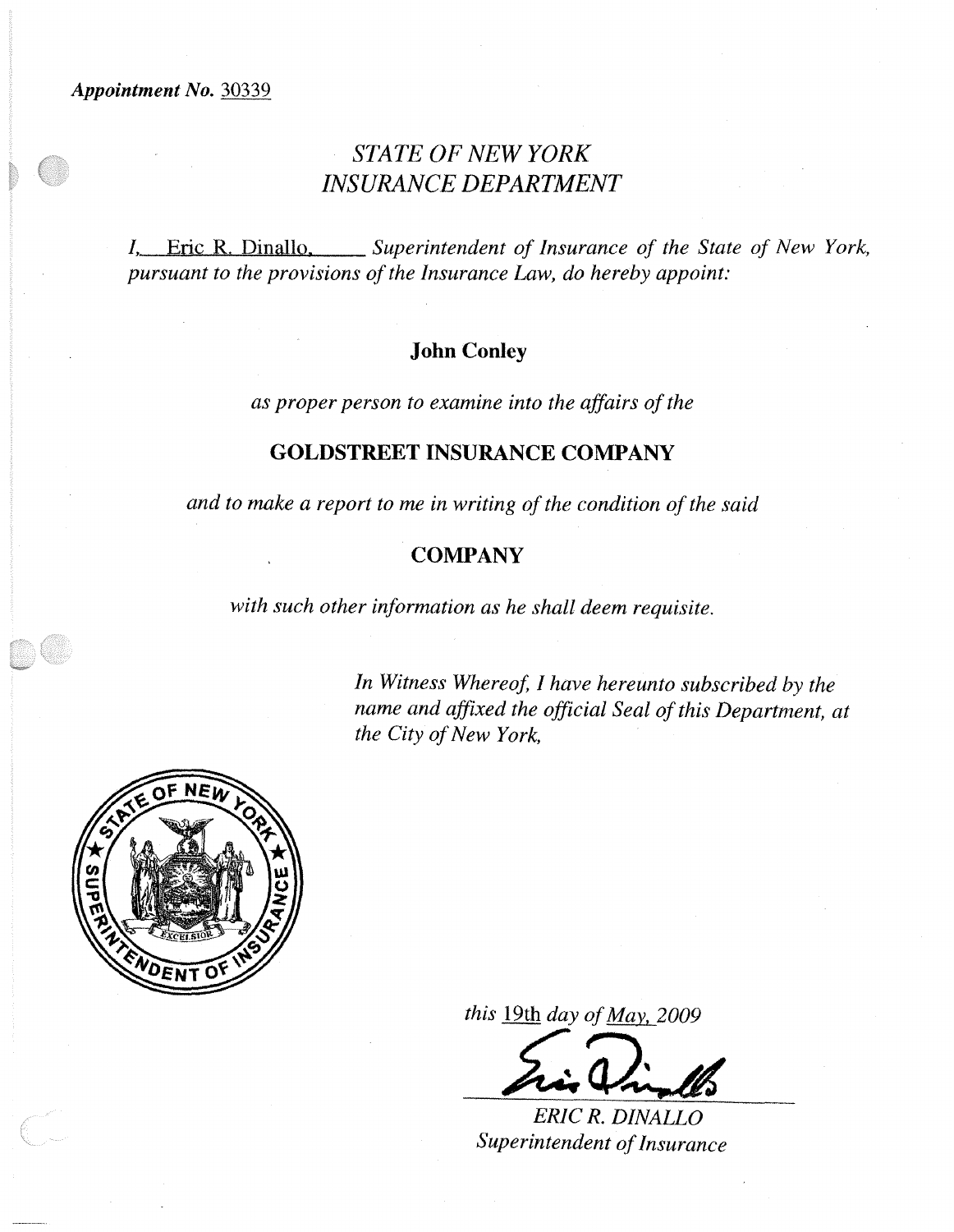*Appointment No.* 30339

## *STATE OF NEW YORK*
## *INSURANCE DEPARTMENT*

*I,* Eric R. Dinallo, *Superintendent of Insurance of the State of New York, pursuant to the provisions of the Insurance Law, do hereby appoint:*

**John Conley**

*as proper person to examine into the affairs of the*

**GOLDSTREET INSURANCE COMPANY**

*and to make a report to me in writing of the condition of the said*

**COMPANY**

*with such other information as he shall deem requisite.*

*In Witness Whereof, I have hereunto subscribed by the name and affixed the official Seal of this Department, at the City of New York,*

*this* 19th *day of* May, 2009

*ERIC R. DINALLO*
*Superintendent of Insurance*